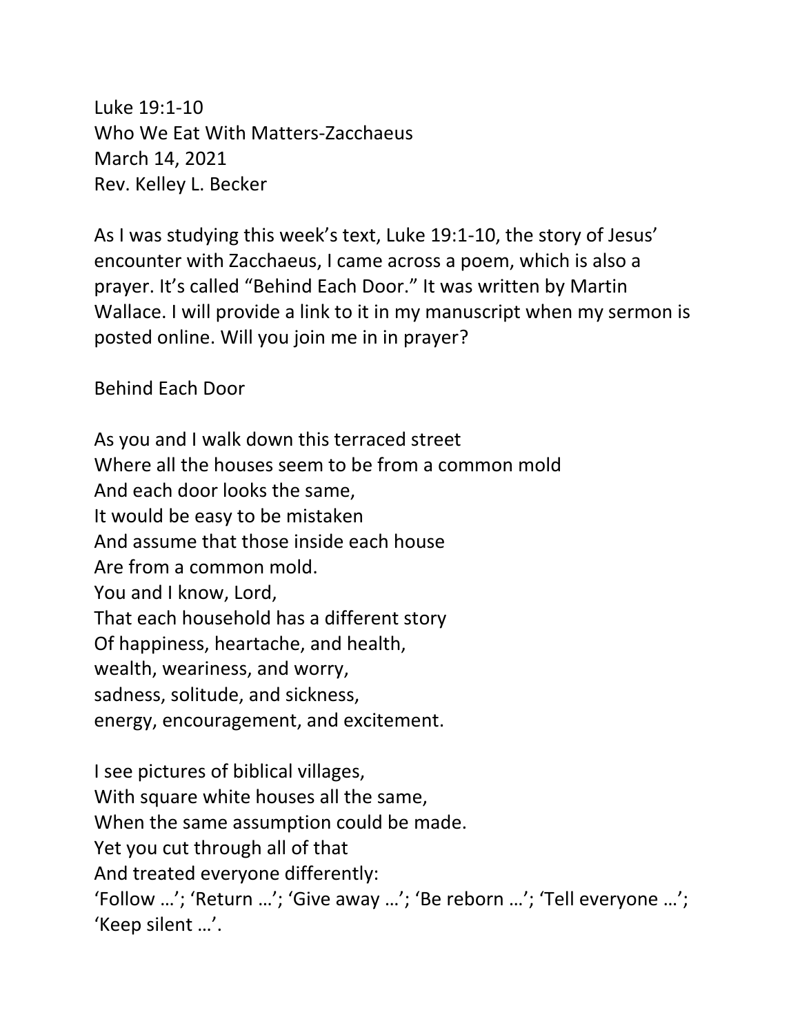Luke 19:1-10
Who We Eat With Matters-Zacchaeus
March 14, 2021
Rev. Kelley L. Becker

As I was studying this week's text, Luke 19:1-10, the story of Jesus' encounter with Zacchaeus, I came across a poem, which is also a prayer. It's called "Behind Each Door." It was written by Martin Wallace. I will provide a link to it in my manuscript when my sermon is posted online. Will you join me in in prayer?

Behind Each Door

As you and I walk down this terraced street
Where all the houses seem to be from a common mold
And each door looks the same,
It would be easy to be mistaken
And assume that those inside each house
Are from a common mold.
You and I know, Lord,
That each household has a different story
Of happiness, heartache, and health,
wealth, weariness, and worry,
sadness, solitude, and sickness,
energy, encouragement, and excitement.

I see pictures of biblical villages,
With square white houses all the same,
When the same assumption could be made.
Yet you cut through all of that
And treated everyone differently:
'Follow …'; 'Return …'; 'Give away …'; 'Be reborn …'; 'Tell everyone …';
'Keep silent …'.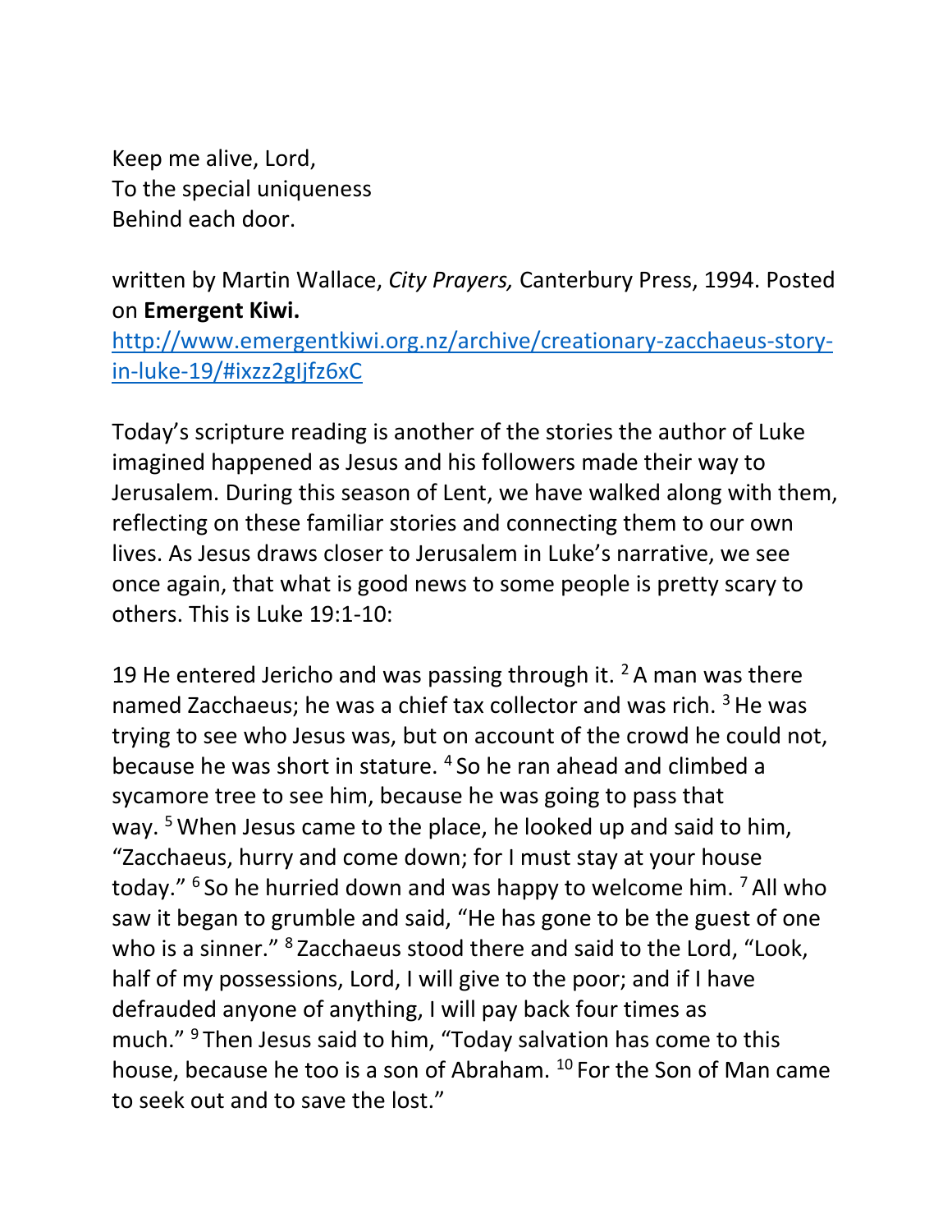Keep me alive, Lord,
To the special uniqueness
Behind each door.

written by Martin Wallace, *City Prayers,* Canterbury Press, 1994. Posted on **Emergent Kiwi.**
[http://www.emergentkiwi.org.nz/archive/creationary-zacchaeus-story-in-luke-19/#ixzz2gIjfz6xC](http://www.emergentkiwi.org.nz/archive/creationary-zacchaeus-story-in-luke-19/#ixzz2gIjfz6xC)

Today's scripture reading is another of the stories the author of Luke imagined happened as Jesus and his followers made their way to Jerusalem. During this season of Lent, we have walked along with them, reflecting on these familiar stories and connecting them to our own lives. As Jesus draws closer to Jerusalem in Luke's narrative, we see once again, that what is good news to some people is pretty scary to others. This is Luke 19:1-10:

19 He entered Jericho and was passing through it. [2] A man was there named Zacchaeus; he was a chief tax collector and was rich. [3] He was trying to see who Jesus was, but on account of the crowd he could not, because he was short in stature. [4] So he ran ahead and climbed a sycamore tree to see him, because he was going to pass that way. [5] When Jesus came to the place, he looked up and said to him, "Zacchaeus, hurry and come down; for I must stay at your house today." [6] So he hurried down and was happy to welcome him. [7] All who saw it began to grumble and said, "He has gone to be the guest of one who is a sinner." [8] Zacchaeus stood there and said to the Lord, "Look, half of my possessions, Lord, I will give to the poor; and if I have defrauded anyone of anything, I will pay back four times as much." [9] Then Jesus said to him, "Today salvation has come to this house, because he too is a son of Abraham. [10] For the Son of Man came to seek out and to save the lost."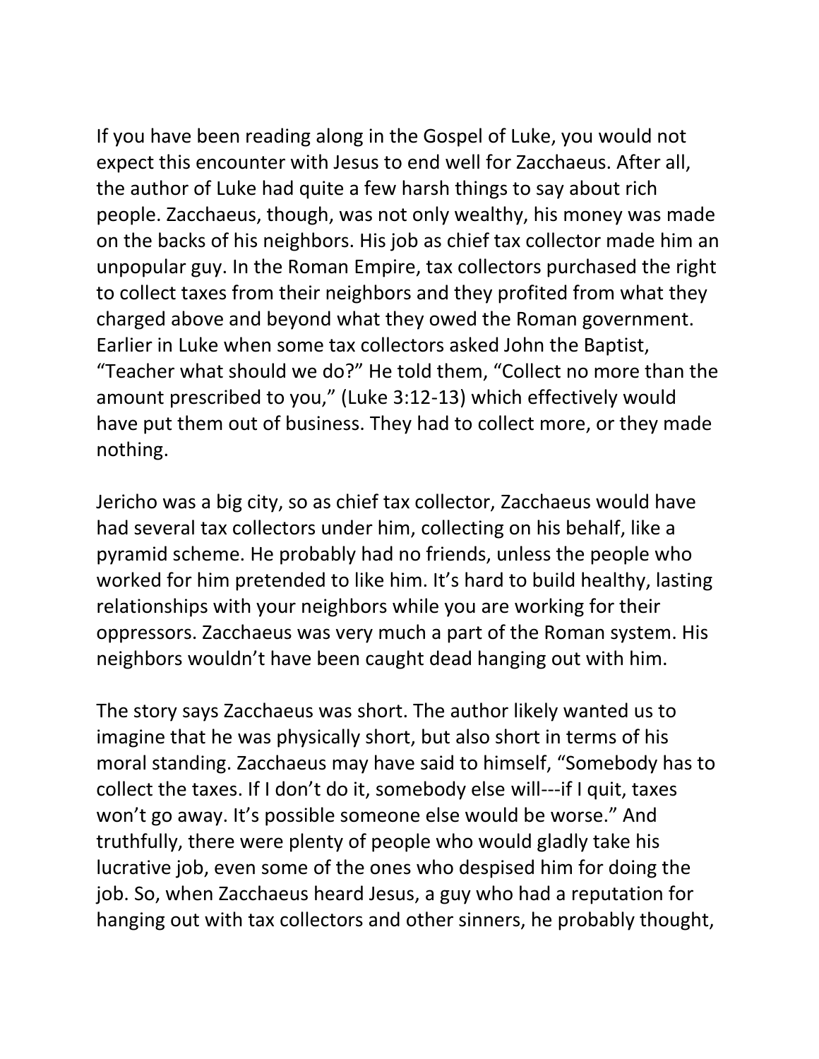If you have been reading along in the Gospel of Luke, you would not expect this encounter with Jesus to end well for Zacchaeus. After all, the author of Luke had quite a few harsh things to say about rich people. Zacchaeus, though, was not only wealthy, his money was made on the backs of his neighbors. His job as chief tax collector made him an unpopular guy. In the Roman Empire, tax collectors purchased the right to collect taxes from their neighbors and they profited from what they charged above and beyond what they owed the Roman government. Earlier in Luke when some tax collectors asked John the Baptist, "Teacher what should we do?" He told them, "Collect no more than the amount prescribed to you," (Luke 3:12-13) which effectively would have put them out of business. They had to collect more, or they made nothing.

Jericho was a big city, so as chief tax collector, Zacchaeus would have had several tax collectors under him, collecting on his behalf, like a pyramid scheme. He probably had no friends, unless the people who worked for him pretended to like him. It's hard to build healthy, lasting relationships with your neighbors while you are working for their oppressors. Zacchaeus was very much a part of the Roman system. His neighbors wouldn't have been caught dead hanging out with him.

The story says Zacchaeus was short. The author likely wanted us to imagine that he was physically short, but also short in terms of his moral standing. Zacchaeus may have said to himself, "Somebody has to collect the taxes. If I don't do it, somebody else will---if I quit, taxes won't go away. It's possible someone else would be worse." And truthfully, there were plenty of people who would gladly take his lucrative job, even some of the ones who despised him for doing the job. So, when Zacchaeus heard Jesus, a guy who had a reputation for hanging out with tax collectors and other sinners, he probably thought,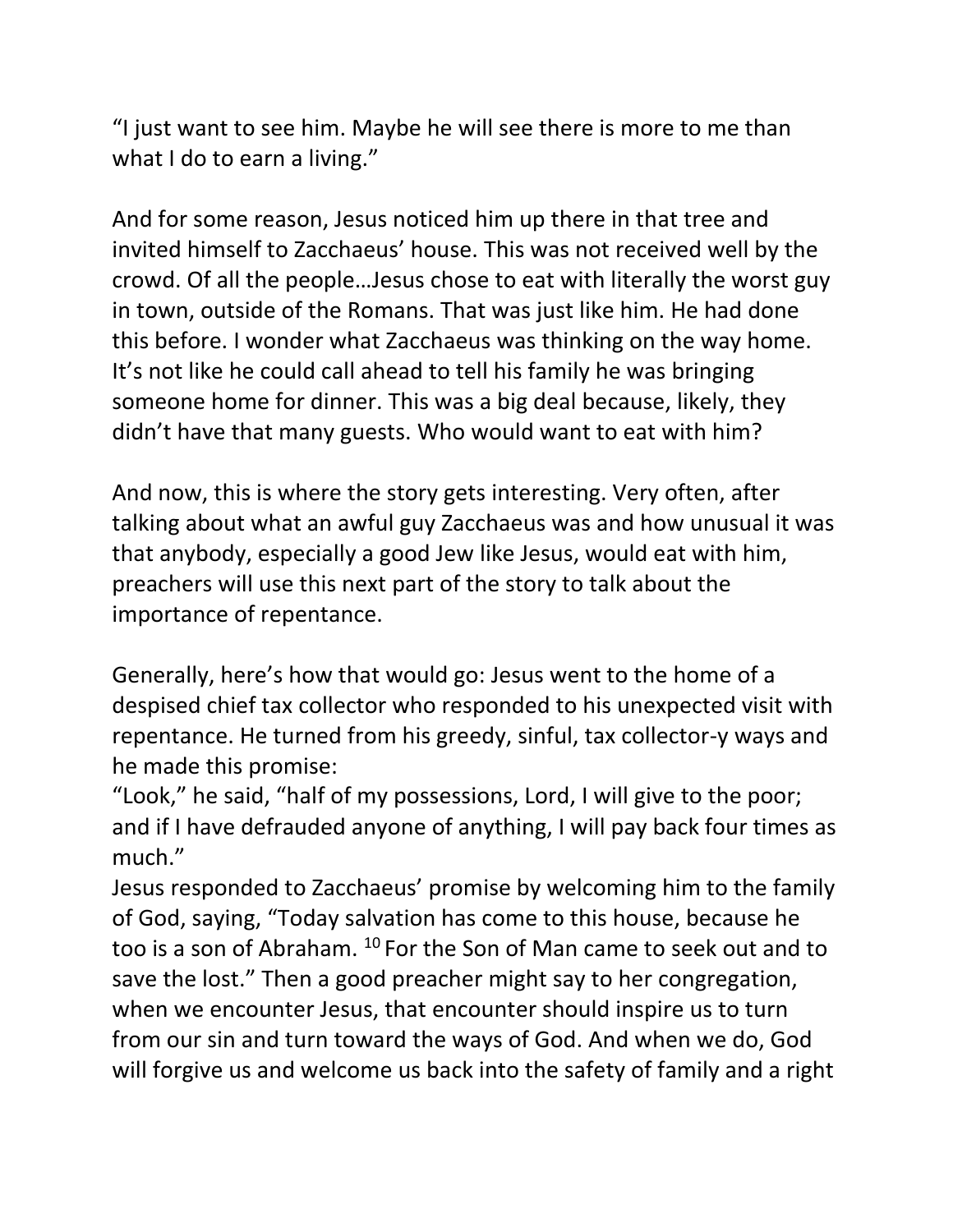"I just want to see him. Maybe he will see there is more to me than what I do to earn a living."

And for some reason, Jesus noticed him up there in that tree and invited himself to Zacchaeus' house. This was not received well by the crowd. Of all the people…Jesus chose to eat with literally the worst guy in town, outside of the Romans. That was just like him. He had done this before. I wonder what Zacchaeus was thinking on the way home. It's not like he could call ahead to tell his family he was bringing someone home for dinner. This was a big deal because, likely, they didn't have that many guests. Who would want to eat with him?

And now, this is where the story gets interesting. Very often, after talking about what an awful guy Zacchaeus was and how unusual it was that anybody, especially a good Jew like Jesus, would eat with him, preachers will use this next part of the story to talk about the importance of repentance.

Generally, here's how that would go: Jesus went to the home of a despised chief tax collector who responded to his unexpected visit with repentance. He turned from his greedy, sinful, tax collector-y ways and he made this promise:
"Look," he said, "half of my possessions, Lord, I will give to the poor; and if I have defrauded anyone of anything, I will pay back four times as much."
Jesus responded to Zacchaeus' promise by welcoming him to the family of God, saying, "Today salvation has come to this house, because he too is a son of Abraham. [10] For the Son of Man came to seek out and to save the lost." Then a good preacher might say to her congregation, when we encounter Jesus, that encounter should inspire us to turn from our sin and turn toward the ways of God. And when we do, God will forgive us and welcome us back into the safety of family and a right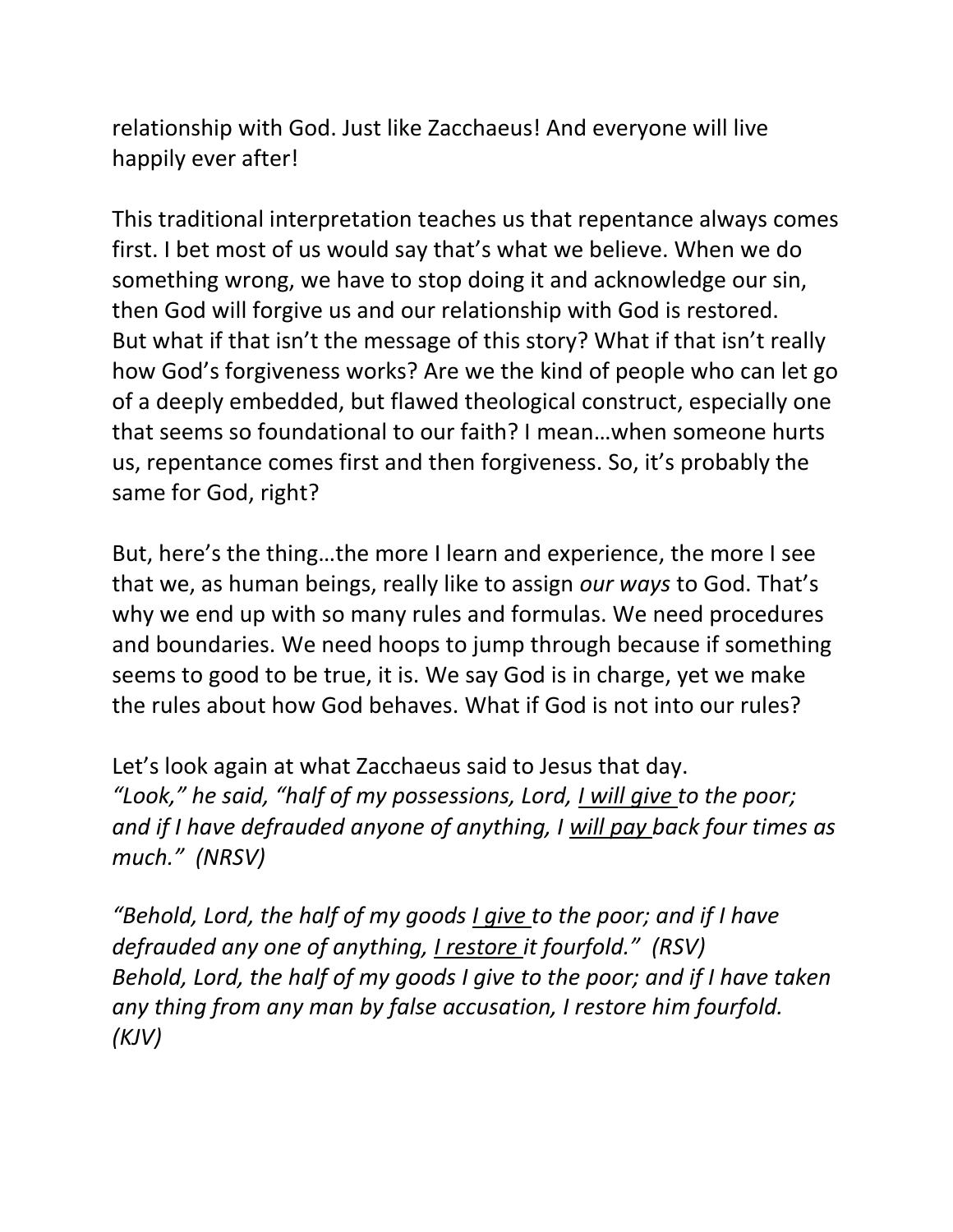relationship with God. Just like Zacchaeus! And everyone will live happily ever after!

This traditional interpretation teaches us that repentance always comes first. I bet most of us would say that's what we believe. When we do something wrong, we have to stop doing it and acknowledge our sin, then God will forgive us and our relationship with God is restored. But what if that isn't the message of this story? What if that isn't really how God's forgiveness works? Are we the kind of people who can let go of a deeply embedded, but flawed theological construct, especially one that seems so foundational to our faith? I mean…when someone hurts us, repentance comes first and then forgiveness. So, it's probably the same for God, right?

But, here's the thing…the more I learn and experience, the more I see that we, as human beings, really like to assign *our ways* to God. That's why we end up with so many rules and formulas. We need procedures and boundaries. We need hoops to jump through because if something seems to good to be true, it is. We say God is in charge, yet we make the rules about how God behaves. What if God is not into our rules?

Let's look again at what Zacchaeus said to Jesus that day.
*"Look," he said, "half of my possessions, Lord, <u>I will give</u> to the poor; and if I have defrauded anyone of anything, I <u>will pay</u> back four times as much." (NRSV)*

*"Behold, Lord, the half of my goods <u>I give</u> to the poor; and if I have defrauded any one of anything, <u>I restore</u> it fourfold." (RSV)*
*Behold, Lord, the half of my goods I give to the poor; and if I have taken any thing from any man by false accusation, I restore him fourfold. (KJV)*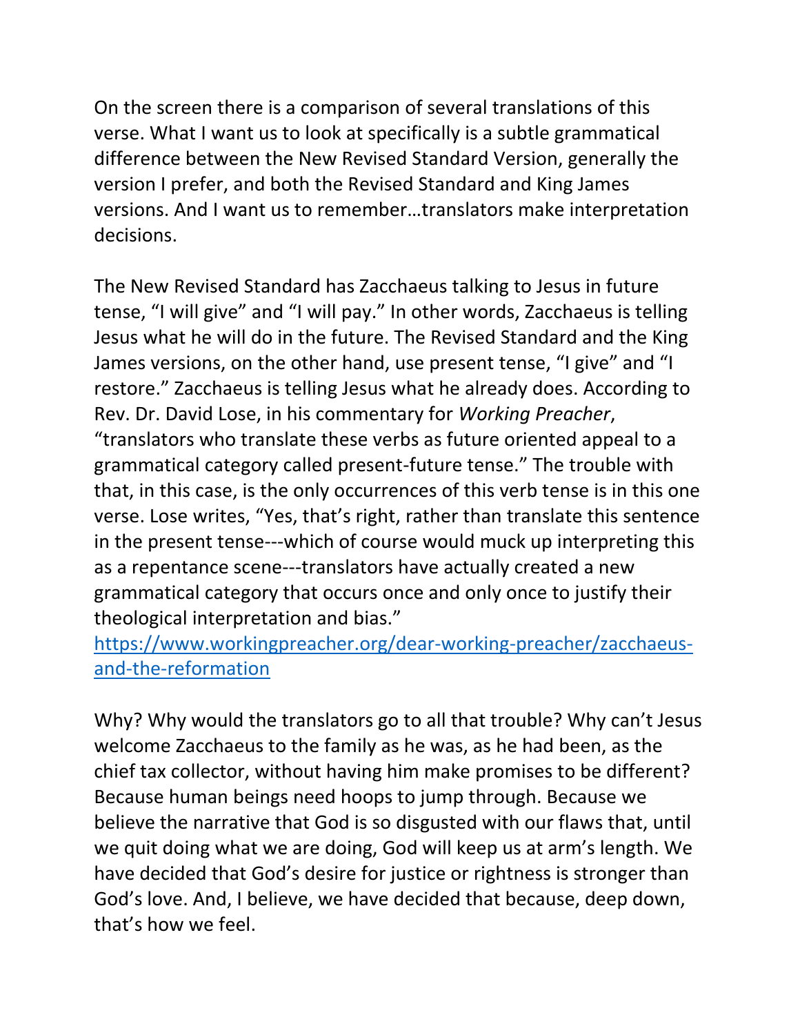On the screen there is a comparison of several translations of this verse. What I want us to look at specifically is a subtle grammatical difference between the New Revised Standard Version, generally the version I prefer, and both the Revised Standard and King James versions. And I want us to remember…translators make interpretation decisions.

The New Revised Standard has Zacchaeus talking to Jesus in future tense, "I will give" and "I will pay." In other words, Zacchaeus is telling Jesus what he will do in the future. The Revised Standard and the King James versions, on the other hand, use present tense, "I give" and "I restore." Zacchaeus is telling Jesus what he already does. According to Rev. Dr. David Lose, in his commentary for *Working Preacher*, "translators who translate these verbs as future oriented appeal to a grammatical category called present-future tense." The trouble with that, in this case, is the only occurrences of this verb tense is in this one verse. Lose writes, "Yes, that's right, rather than translate this sentence in the present tense---which of course would muck up interpreting this as a repentance scene---translators have actually created a new grammatical category that occurs once and only once to justify their theological interpretation and bias."
[https://www.workingpreacher.org/dear-working-preacher/zacchaeus-and-the-reformation](https://www.workingpreacher.org/dear-working-preacher/zacchaeus-and-the-reformation)

Why? Why would the translators go to all that trouble? Why can't Jesus welcome Zacchaeus to the family as he was, as he had been, as the chief tax collector, without having him make promises to be different? Because human beings need hoops to jump through. Because we believe the narrative that God is so disgusted with our flaws that, until we quit doing what we are doing, God will keep us at arm's length. We have decided that God's desire for justice or rightness is stronger than God's love. And, I believe, we have decided that because, deep down, that's how we feel.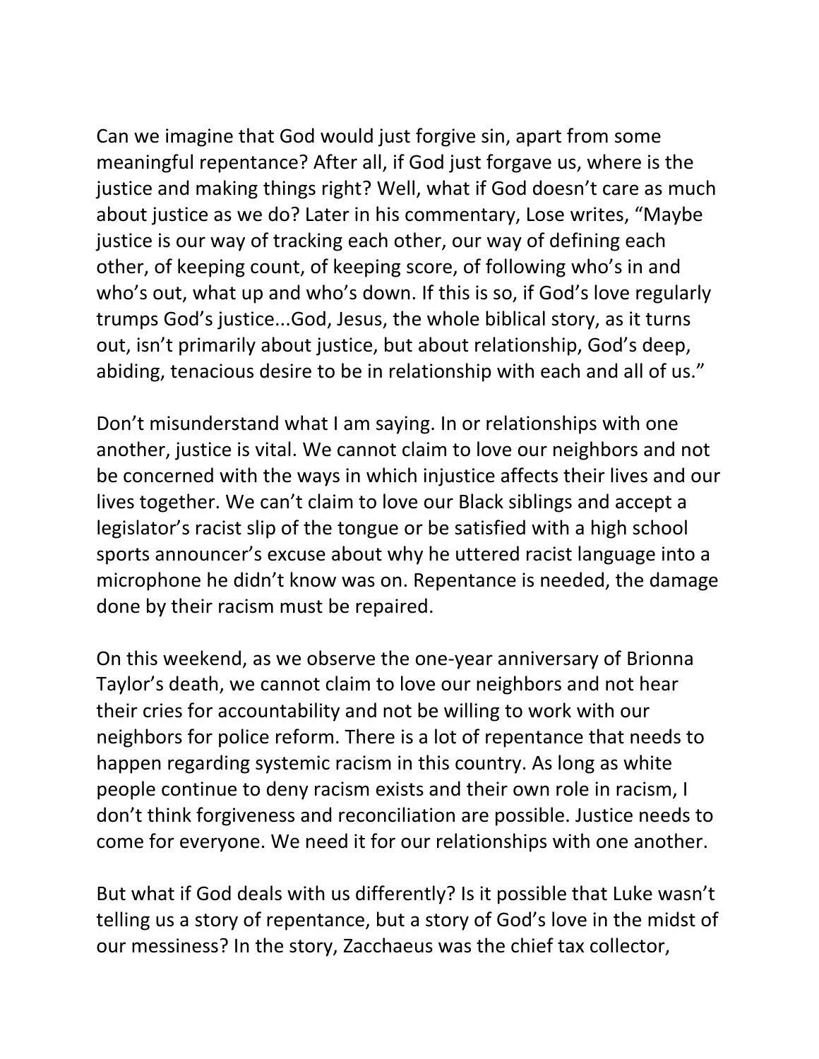Can we imagine that God would just forgive sin, apart from some meaningful repentance? After all, if God just forgave us, where is the justice and making things right? Well, what if God doesn't care as much about justice as we do? Later in his commentary, Lose writes, "Maybe justice is our way of tracking each other, our way of defining each other, of keeping count, of keeping score, of following who's in and who's out, what up and who's down. If this is so, if God's love regularly trumps God's justice...God, Jesus, the whole biblical story, as it turns out, isn't primarily about justice, but about relationship, God's deep, abiding, tenacious desire to be in relationship with each and all of us."

Don't misunderstand what I am saying. In or relationships with one another, justice is vital. We cannot claim to love our neighbors and not be concerned with the ways in which injustice affects their lives and our lives together. We can't claim to love our Black siblings and accept a legislator's racist slip of the tongue or be satisfied with a high school sports announcer's excuse about why he uttered racist language into a microphone he didn't know was on. Repentance is needed, the damage done by their racism must be repaired.

On this weekend, as we observe the one-year anniversary of Brionna Taylor's death, we cannot claim to love our neighbors and not hear their cries for accountability and not be willing to work with our neighbors for police reform. There is a lot of repentance that needs to happen regarding systemic racism in this country. As long as white people continue to deny racism exists and their own role in racism, I don't think forgiveness and reconciliation are possible. Justice needs to come for everyone. We need it for our relationships with one another.

But what if God deals with us differently? Is it possible that Luke wasn't telling us a story of repentance, but a story of God's love in the midst of our messiness? In the story, Zacchaeus was the chief tax collector,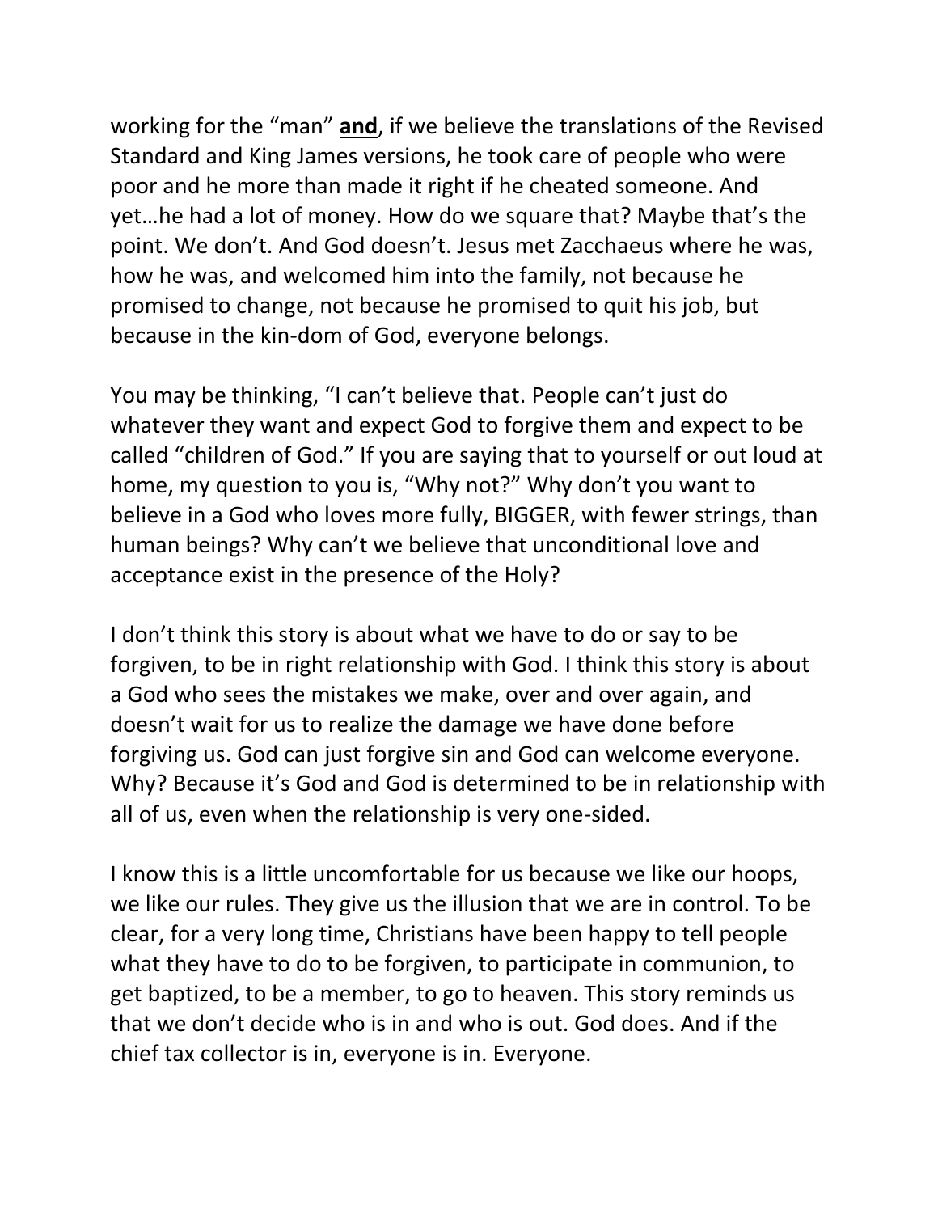working for the "man" **<u>and</u>**, if we believe the translations of the Revised Standard and King James versions, he took care of people who were poor and he more than made it right if he cheated someone. And yet…he had a lot of money. How do we square that? Maybe that's the point. We don't. And God doesn't. Jesus met Zacchaeus where he was, how he was, and welcomed him into the family, not because he promised to change, not because he promised to quit his job, but because in the kin-dom of God, everyone belongs.

You may be thinking, "I can't believe that. People can't just do whatever they want and expect God to forgive them and expect to be called "children of God." If you are saying that to yourself or out loud at home, my question to you is, "Why not?" Why don't you want to believe in a God who loves more fully, BIGGER, with fewer strings, than human beings? Why can't we believe that unconditional love and acceptance exist in the presence of the Holy?

I don't think this story is about what we have to do or say to be forgiven, to be in right relationship with God. I think this story is about a God who sees the mistakes we make, over and over again, and doesn't wait for us to realize the damage we have done before forgiving us. God can just forgive sin and God can welcome everyone. Why? Because it's God and God is determined to be in relationship with all of us, even when the relationship is very one-sided.

I know this is a little uncomfortable for us because we like our hoops, we like our rules. They give us the illusion that we are in control. To be clear, for a very long time, Christians have been happy to tell people what they have to do to be forgiven, to participate in communion, to get baptized, to be a member, to go to heaven. This story reminds us that we don't decide who is in and who is out. God does. And if the chief tax collector is in, everyone is in. Everyone.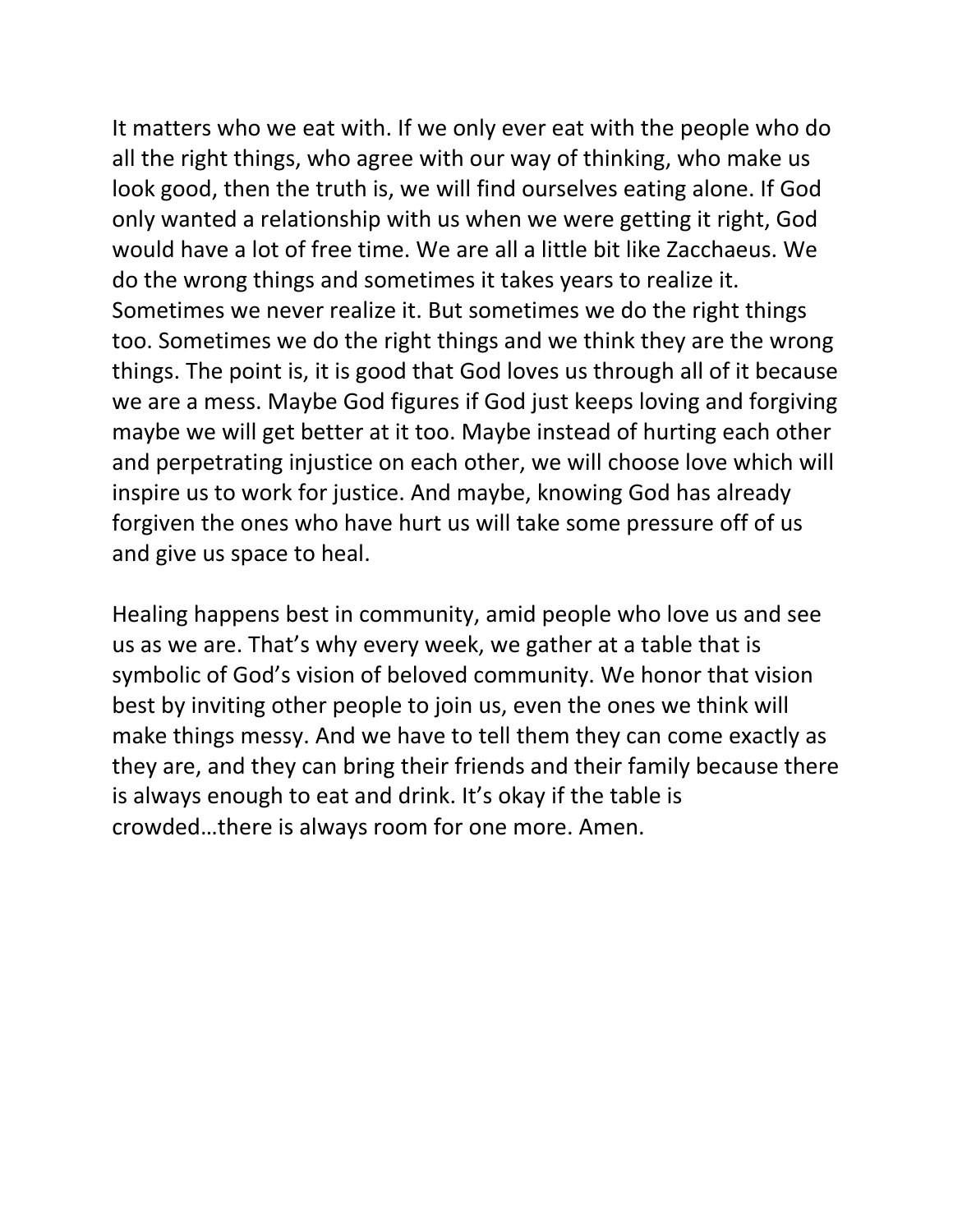It matters who we eat with. If we only ever eat with the people who do all the right things, who agree with our way of thinking, who make us look good, then the truth is, we will find ourselves eating alone. If God only wanted a relationship with us when we were getting it right, God would have a lot of free time. We are all a little bit like Zacchaeus. We do the wrong things and sometimes it takes years to realize it. Sometimes we never realize it. But sometimes we do the right things too. Sometimes we do the right things and we think they are the wrong things. The point is, it is good that God loves us through all of it because we are a mess. Maybe God figures if God just keeps loving and forgiving maybe we will get better at it too. Maybe instead of hurting each other and perpetrating injustice on each other, we will choose love which will inspire us to work for justice. And maybe, knowing God has already forgiven the ones who have hurt us will take some pressure off of us and give us space to heal.

Healing happens best in community, amid people who love us and see us as we are. That's why every week, we gather at a table that is symbolic of God's vision of beloved community. We honor that vision best by inviting other people to join us, even the ones we think will make things messy. And we have to tell them they can come exactly as they are, and they can bring their friends and their family because there is always enough to eat and drink. It's okay if the table is crowded…there is always room for one more. Amen.